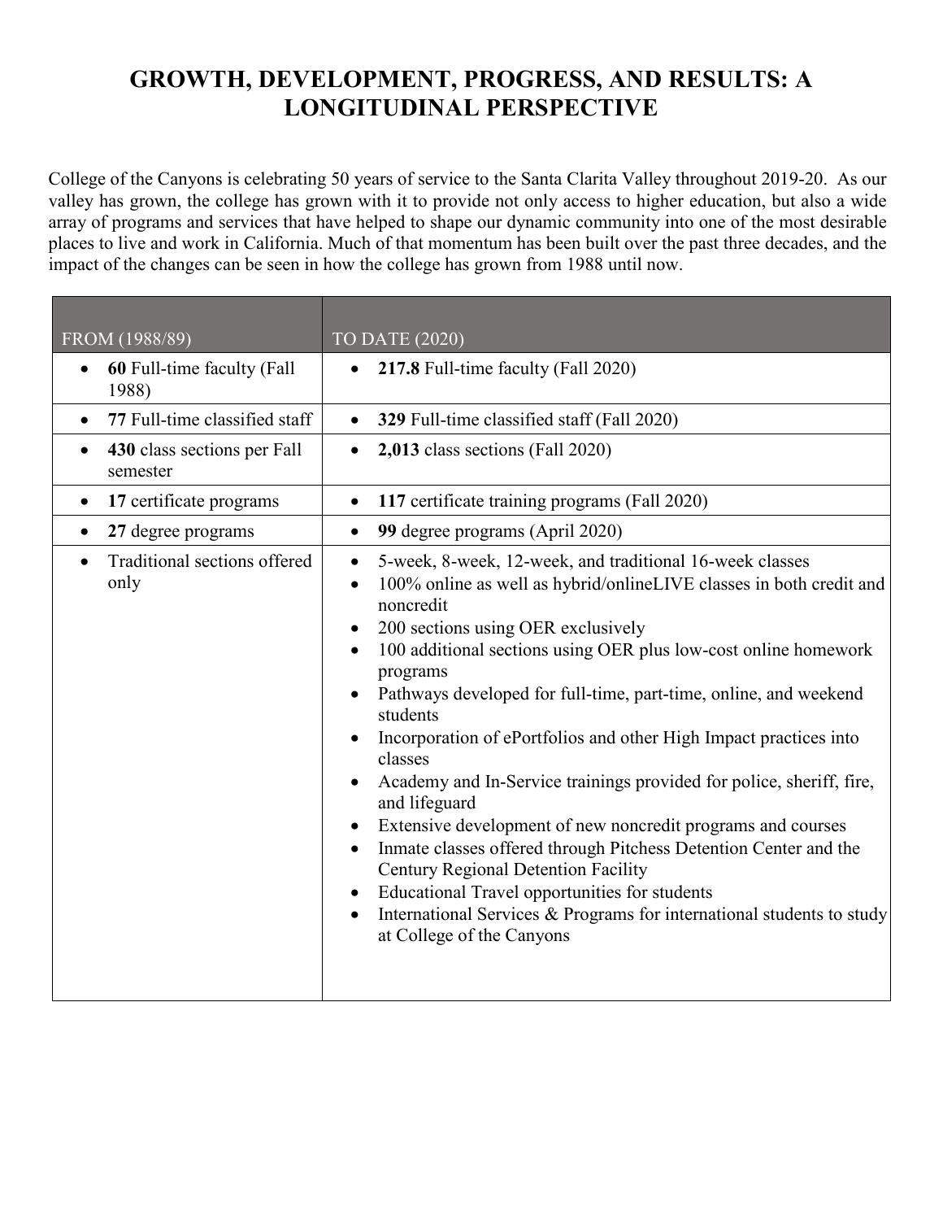# GROWTH, DEVELOPMENT, PROGRESS, AND RESULTS: A LONGITUDINAL PERSPECTIVE

College of the Canyons is celebrating 50 years of service to the Santa Clarita Valley throughout 2019-20. As our valley has grown, the college has grown with it to provide not only access to higher education, but also a wide array of programs and services that have helped to shape our dynamic community into one of the most desirable places to live and work in California. Much of that momentum has been built over the past three decades, and the impact of the changes can be seen in how the college has grown from 1988 until now.

| FROM (1988/89) | TO DATE (2020) |
|---|---|
| • **60** Full-time faculty (Fall 1988) | • **217.8** Full-time faculty (Fall 2020) |
| • **77** Full-time classified staff | • **329** Full-time classified staff (Fall 2020) |
| • **430** class sections per Fall semester | • **2,013** class sections (Fall 2020) |
| • **17** certificate programs | • **117** certificate training programs (Fall 2020) |
| • **27** degree programs | • **99** degree programs (April 2020) |
| • Traditional sections offered only | • 5-week, 8-week, 12-week, and traditional 16-week classes<br>• 100% online as well as hybrid/onlineLIVE classes in both credit and noncredit<br>• 200 sections using OER exclusively<br>• 100 additional sections using OER plus low-cost online homework programs<br>• Pathways developed for full-time, part-time, online, and weekend students<br>• Incorporation of ePortfolios and other High Impact practices into classes<br>• Academy and In-Service trainings provided for police, sheriff, fire, and lifeguard<br>• Extensive development of new noncredit programs and courses<br>• Inmate classes offered through Pitchess Detention Center and the Century Regional Detention Facility<br>• Educational Travel opportunities for students<br>• International Services & Programs for international students to study at College of the Canyons |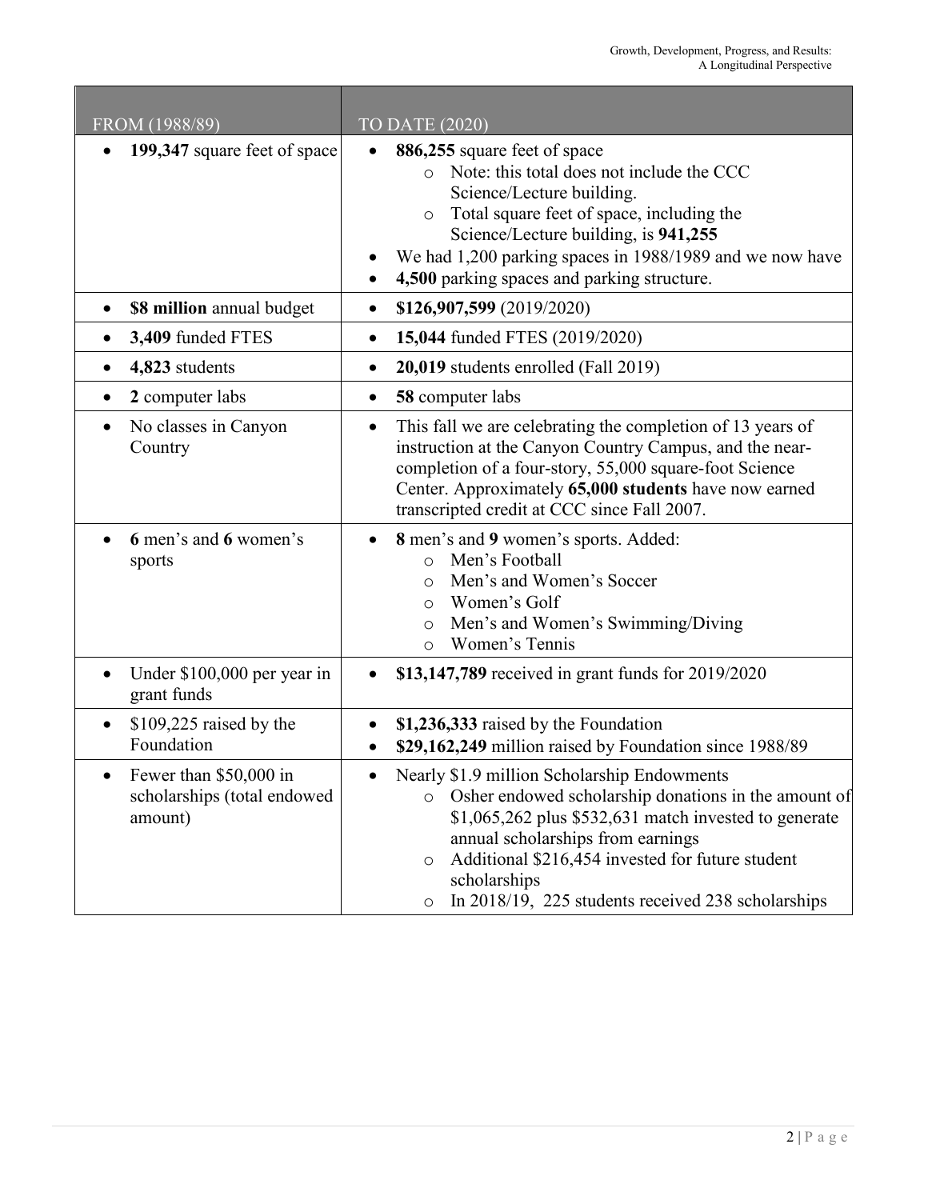| FROM (1988/89) | TO DATE (2020) |
|---|---|
| • **199,347** square feet of space | • **886,255** square feet of space<br>  ○ Note: this total does not include the CCC Science/Lecture building.<br>  ○ Total square feet of space, including the Science/Lecture building, is **941,255**<br>• We had 1,200 parking spaces in 1988/1989 and we now have<br>• **4,500** parking spaces and parking structure. |
| • **$8 million** annual budget | • **$126,907,599** (2019/2020) |
| • **3,409** funded FTES | • **15,044** funded FTES (2019/2020) |
| • **4,823** students | • **20,019** students enrolled (Fall 2019) |
| • **2** computer labs | • **58** computer labs |
| • No classes in Canyon Country | • This fall we are celebrating the completion of 13 years of instruction at the Canyon Country Campus, and the near-completion of a four-story, 55,000 square-foot Science Center. Approximately **65,000 students** have now earned transcripted credit at CCC since Fall 2007. |
| • **6** men's and **6** women's sports | • **8** men's and **9** women's sports. Added:<br>  ○ Men's Football<br>  ○ Men's and Women's Soccer<br>  ○ Women's Golf<br>  ○ Men's and Women's Swimming/Diving<br>  ○ Women's Tennis |
| • Under $100,000 per year in grant funds | • **$13,147,789** received in grant funds for 2019/2020 |
| • $109,225 raised by the Foundation | • **$1,236,333** raised by the Foundation<br>• **$29,162,249** million raised by Foundation since 1988/89 |
| • Fewer than $50,000 in scholarships (total endowed amount) | • Nearly $1.9 million Scholarship Endowments<br>  ○ Osher endowed scholarship donations in the amount of $1,065,262 plus $532,631 match invested to generate annual scholarships from earnings<br>  ○ Additional $216,454 invested for future student scholarships<br>  ○ In 2018/19, 225 students received 238 scholarships |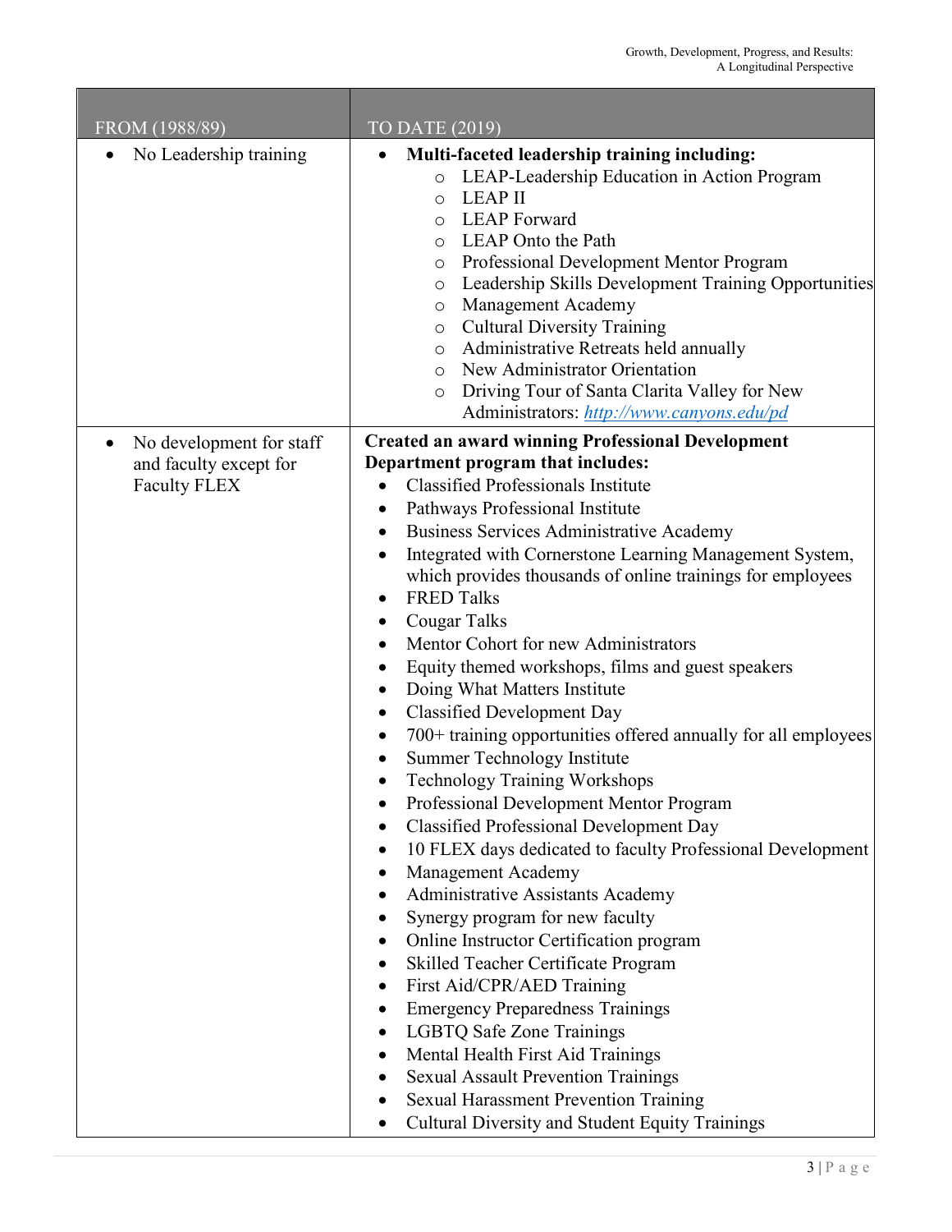| FROM (1988/89) | TO DATE (2019) |
|---|---|
| • No Leadership training | • **Multi-faceted leadership training including:**<br>○ LEAP-Leadership Education in Action Program<br>○ LEAP II<br>○ LEAP Forward<br>○ LEAP Onto the Path<br>○ Professional Development Mentor Program<br>○ Leadership Skills Development Training Opportunities<br>○ Management Academy<br>○ Cultural Diversity Training<br>○ Administrative Retreats held annually<br>○ New Administrator Orientation<br>○ Driving Tour of Santa Clarita Valley for New Administrators: [http://www.canyons.edu/pd](http://www.canyons.edu/pd) |
| • No development for staff and faculty except for Faculty FLEX | **Created an award winning Professional Development Department program that includes:**<br>• Classified Professionals Institute<br>• Pathways Professional Institute<br>• Business Services Administrative Academy<br>• Integrated with Cornerstone Learning Management System, which provides thousands of online trainings for employees<br>• FRED Talks<br>• Cougar Talks<br>• Mentor Cohort for new Administrators<br>• Equity themed workshops, films and guest speakers<br>• Doing What Matters Institute<br>• Classified Development Day<br>• 700+ training opportunities offered annually for all employees<br>• Summer Technology Institute<br>• Technology Training Workshops<br>• Professional Development Mentor Program<br>• Classified Professional Development Day<br>• 10 FLEX days dedicated to faculty Professional Development<br>• Management Academy<br>• Administrative Assistants Academy<br>• Synergy program for new faculty<br>• Online Instructor Certification program<br>• Skilled Teacher Certificate Program<br>• First Aid/CPR/AED Training<br>• Emergency Preparedness Trainings<br>• LGBTQ Safe Zone Trainings<br>• Mental Health First Aid Trainings<br>• Sexual Assault Prevention Trainings<br>• Sexual Harassment Prevention Training<br>• Cultural Diversity and Student Equity Trainings |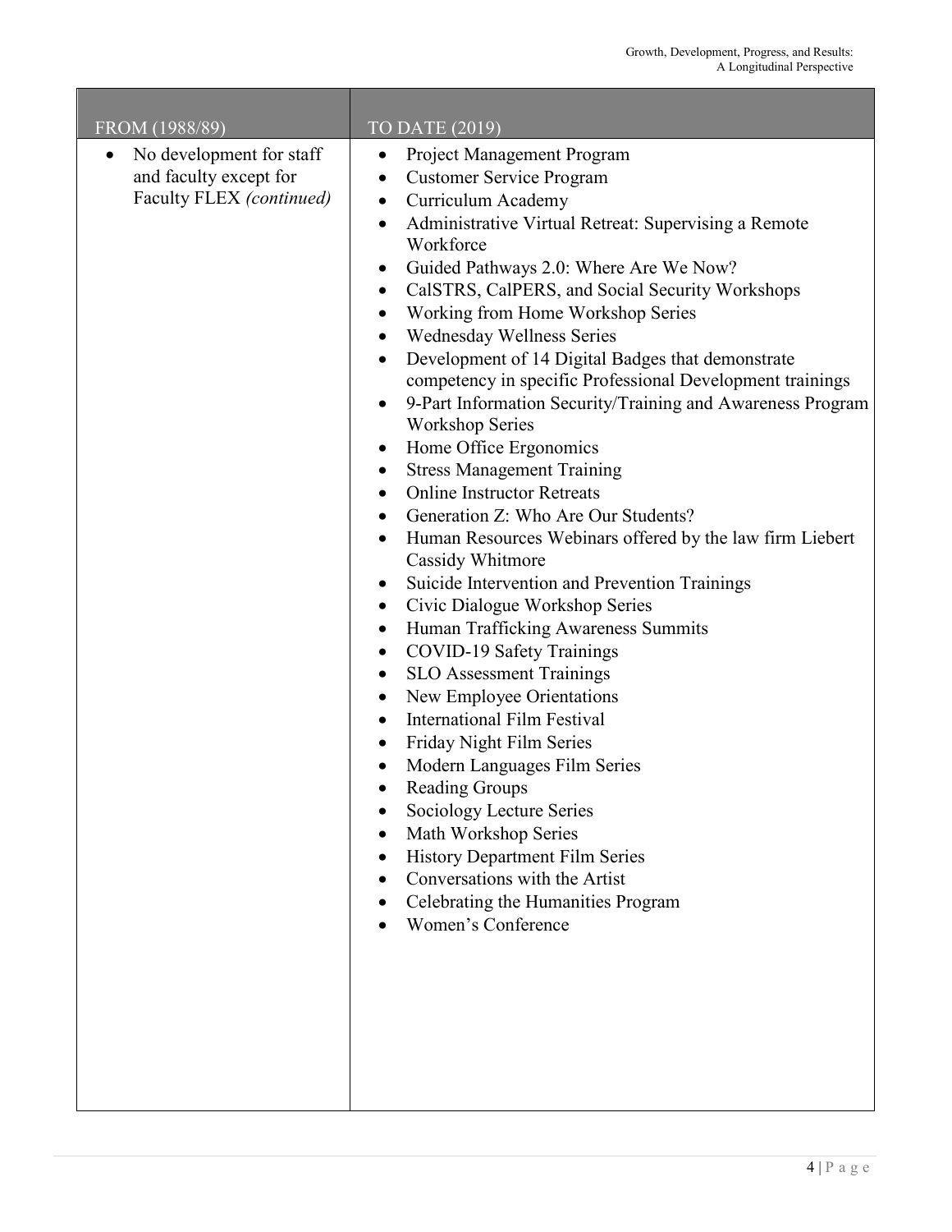| FROM (1988/89) | TO DATE (2019) |
| --- | --- |
| • No development for staff and faculty except for Faculty FLEX *(continued)* | • Project Management Program<br>• Customer Service Program<br>• Curriculum Academy<br>• Administrative Virtual Retreat: Supervising a Remote Workforce<br>• Guided Pathways 2.0: Where Are We Now?<br>• CalSTRS, CalPERS, and Social Security Workshops<br>• Working from Home Workshop Series<br>• Wednesday Wellness Series<br>• Development of 14 Digital Badges that demonstrate competency in specific Professional Development trainings<br>• 9-Part Information Security/Training and Awareness Program Workshop Series<br>• Home Office Ergonomics<br>• Stress Management Training<br>• Online Instructor Retreats<br>• Generation Z: Who Are Our Students?<br>• Human Resources Webinars offered by the law firm Liebert Cassidy Whitmore<br>• Suicide Intervention and Prevention Trainings<br>• Civic Dialogue Workshop Series<br>• Human Trafficking Awareness Summits<br>• COVID-19 Safety Trainings<br>• SLO Assessment Trainings<br>• New Employee Orientations<br>• International Film Festival<br>• Friday Night Film Series<br>• Modern Languages Film Series<br>• Reading Groups<br>• Sociology Lecture Series<br>• Math Workshop Series<br>• History Department Film Series<br>• Conversations with the Artist<br>• Celebrating the Humanities Program<br>• Women's Conference |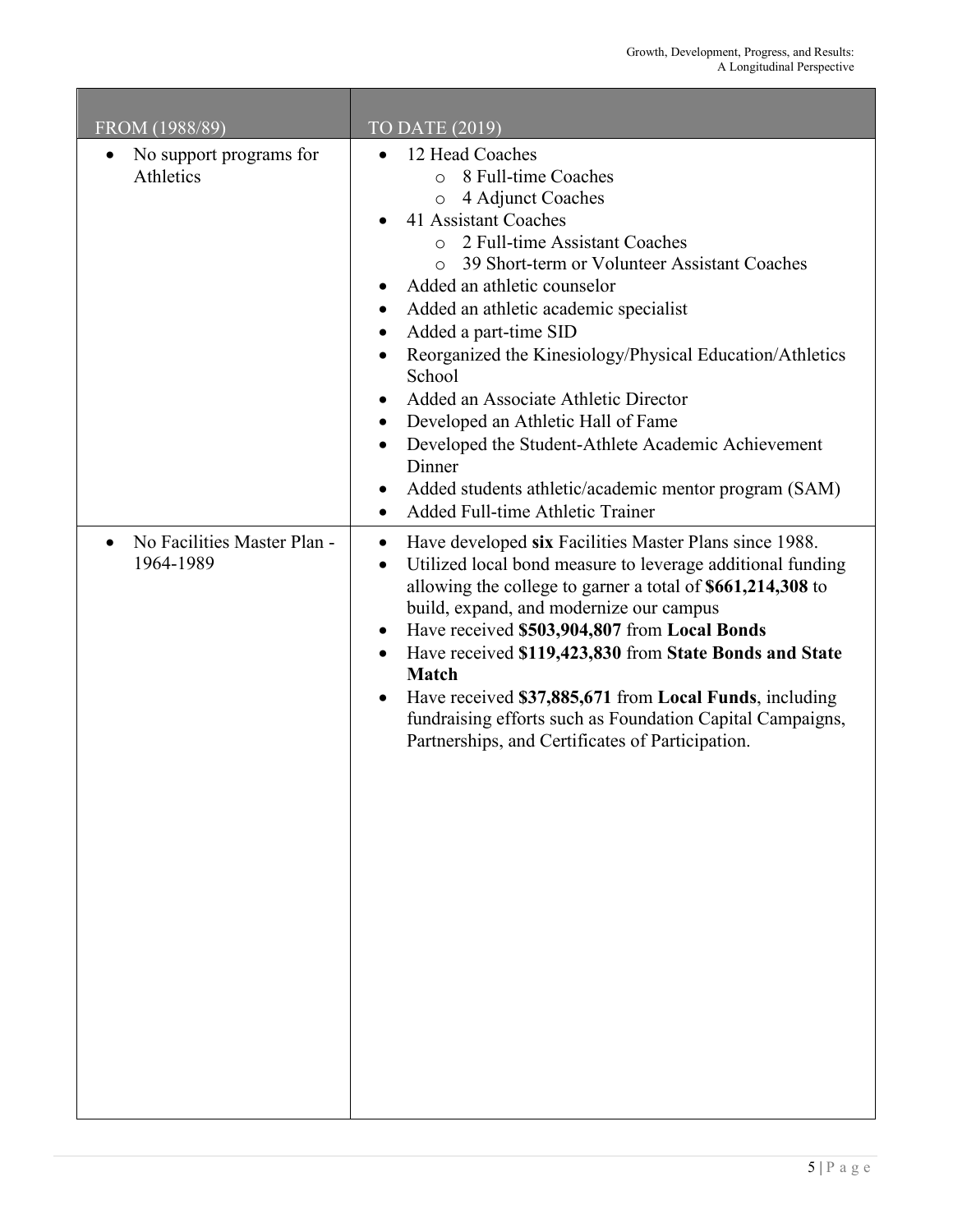| FROM (1988/89) | TO DATE (2019) |
| --- | --- |
| • No support programs for Athletics | • 12 Head Coaches<br>  ○ 8 Full-time Coaches<br>  ○ 4 Adjunct Coaches<br>• 41 Assistant Coaches<br>  ○ 2 Full-time Assistant Coaches<br>  ○ 39 Short-term or Volunteer Assistant Coaches<br>• Added an athletic counselor<br>• Added an athletic academic specialist<br>• Added a part-time SID<br>• Reorganized the Kinesiology/Physical Education/Athletics School<br>• Added an Associate Athletic Director<br>• Developed an Athletic Hall of Fame<br>• Developed the Student-Athlete Academic Achievement Dinner<br>• Added students athletic/academic mentor program (SAM)<br>• Added Full-time Athletic Trainer |
| • No Facilities Master Plan - 1964-1989 | • Have developed **six** Facilities Master Plans since 1988.<br>• Utilized local bond measure to leverage additional funding allowing the college to garner a total of **$661,214,308** to build, expand, and modernize our campus<br>• Have received **$503,904,807** from **Local Bonds**<br>• Have received **$119,423,830** from **State Bonds and State Match**<br>• Have received **$37,885,671** from **Local Funds**, including fundraising efforts such as Foundation Capital Campaigns, Partnerships, and Certificates of Participation. |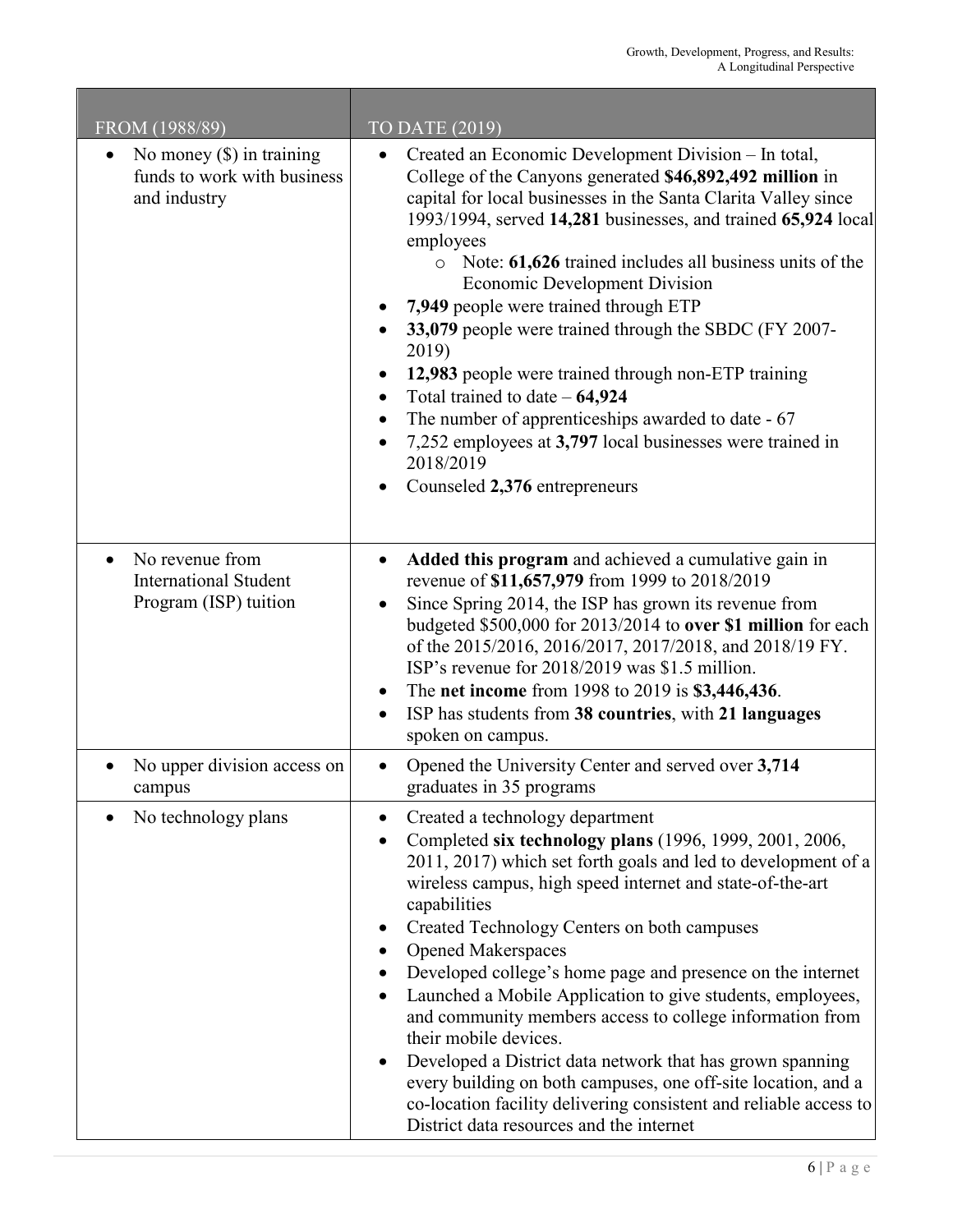| FROM (1988/89) | TO DATE (2019) |
|---|---|
| • No money ($) in training funds to work with business and industry | • Created an Economic Development Division – In total, College of the Canyons generated **$46,892,492 million** in capital for local businesses in the Santa Clarita Valley since 1993/1994, served **14,281** businesses, and trained **65,924** local employees<br>  ○ Note: **61,626** trained includes all business units of the Economic Development Division<br>• **7,949** people were trained through ETP<br>• **33,079** people were trained through the SBDC (FY 2007-2019)<br>• **12,983** people were trained through non-ETP training<br>• Total trained to date – **64,924**<br>• The number of apprenticeships awarded to date - 67<br>• 7,252 employees at **3,797** local businesses were trained in 2018/2019<br>• Counseled **2,376** entrepreneurs |
| • No revenue from International Student Program (ISP) tuition | • **Added this program** and achieved a cumulative gain in revenue of **$11,657,979** from 1999 to 2018/2019<br>• Since Spring 2014, the ISP has grown its revenue from budgeted $500,000 for 2013/2014 to **over $1 million** for each of the 2015/2016, 2016/2017, 2017/2018, and 2018/19 FY. ISP's revenue for 2018/2019 was $1.5 million.<br>• The **net income** from 1998 to 2019 is **$3,446,436**.<br>• ISP has students from **38 countries**, with **21 languages** spoken on campus. |
| • No upper division access on campus | • Opened the University Center and served over **3,714** graduates in 35 programs |
| • No technology plans | • Created a technology department<br>• Completed **six technology plans** (1996, 1999, 2001, 2006, 2011, 2017) which set forth goals and led to development of a wireless campus, high speed internet and state-of-the-art capabilities<br>• Created Technology Centers on both campuses<br>• Opened Makerspaces<br>• Developed college's home page and presence on the internet<br>• Launched a Mobile Application to give students, employees, and community members access to college information from their mobile devices.<br>• Developed a District data network that has grown spanning every building on both campuses, one off-site location, and a co-location facility delivering consistent and reliable access to District data resources and the internet |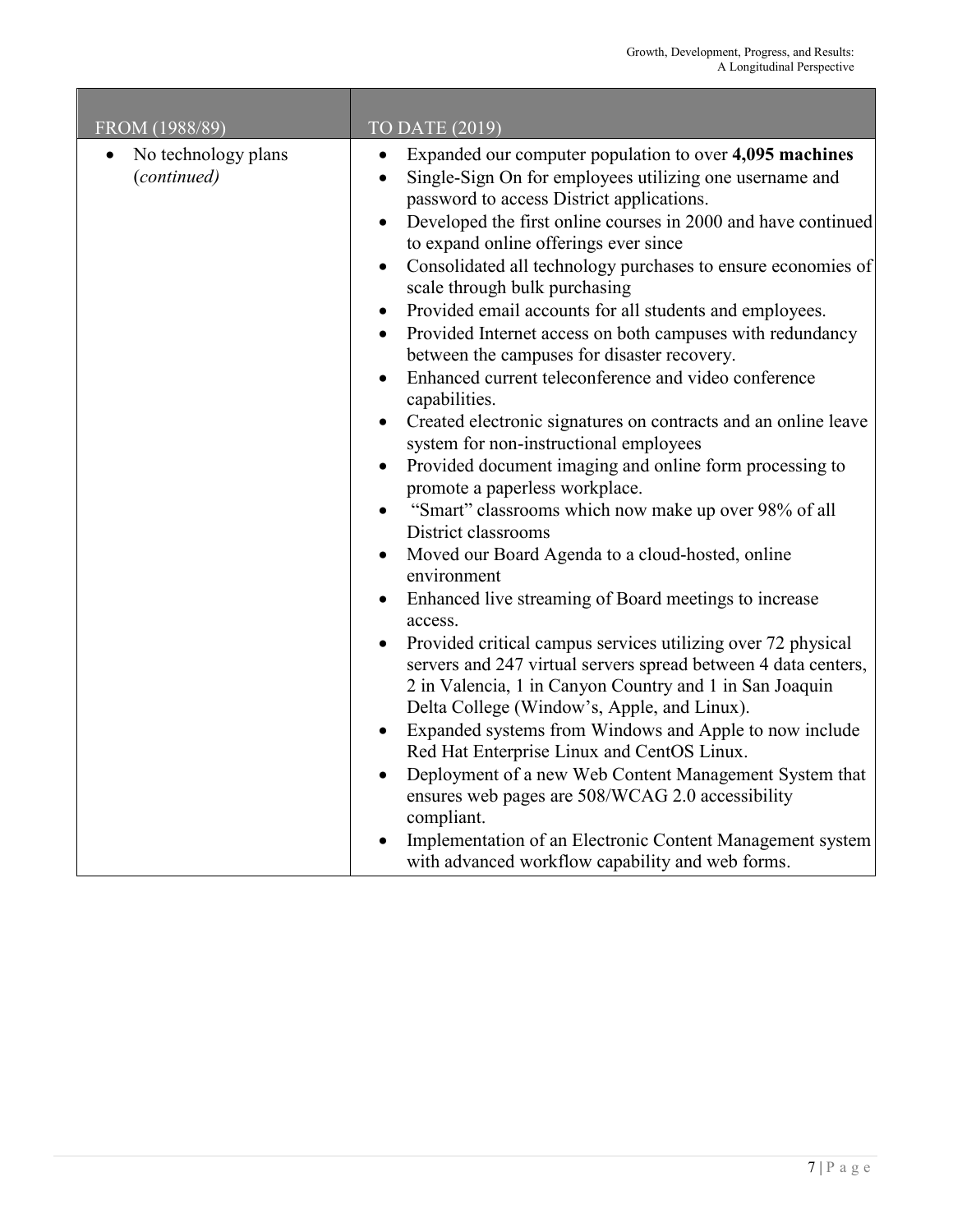| FROM (1988/89) | TO DATE (2019) |
|---|---|
| • No technology plans (*continued*) | • Expanded our computer population to over **4,095 machines**<br>• Single-Sign On for employees utilizing one username and password to access District applications.<br>• Developed the first online courses in 2000 and have continued to expand online offerings ever since<br>• Consolidated all technology purchases to ensure economies of scale through bulk purchasing<br>• Provided email accounts for all students and employees.<br>• Provided Internet access on both campuses with redundancy between the campuses for disaster recovery.<br>• Enhanced current teleconference and video conference capabilities.<br>• Created electronic signatures on contracts and an online leave system for non-instructional employees<br>• Provided document imaging and online form processing to promote a paperless workplace.<br>• "Smart" classrooms which now make up over 98% of all District classrooms<br>• Moved our Board Agenda to a cloud-hosted, online environment<br>• Enhanced live streaming of Board meetings to increase access.<br>• Provided critical campus services utilizing over 72 physical servers and 247 virtual servers spread between 4 data centers, 2 in Valencia, 1 in Canyon Country and 1 in San Joaquin Delta College (Window's, Apple, and Linux).<br>• Expanded systems from Windows and Apple to now include Red Hat Enterprise Linux and CentOS Linux.<br>• Deployment of a new Web Content Management System that ensures web pages are 508/WCAG 2.0 accessibility compliant.<br>• Implementation of an Electronic Content Management system with advanced workflow capability and web forms. |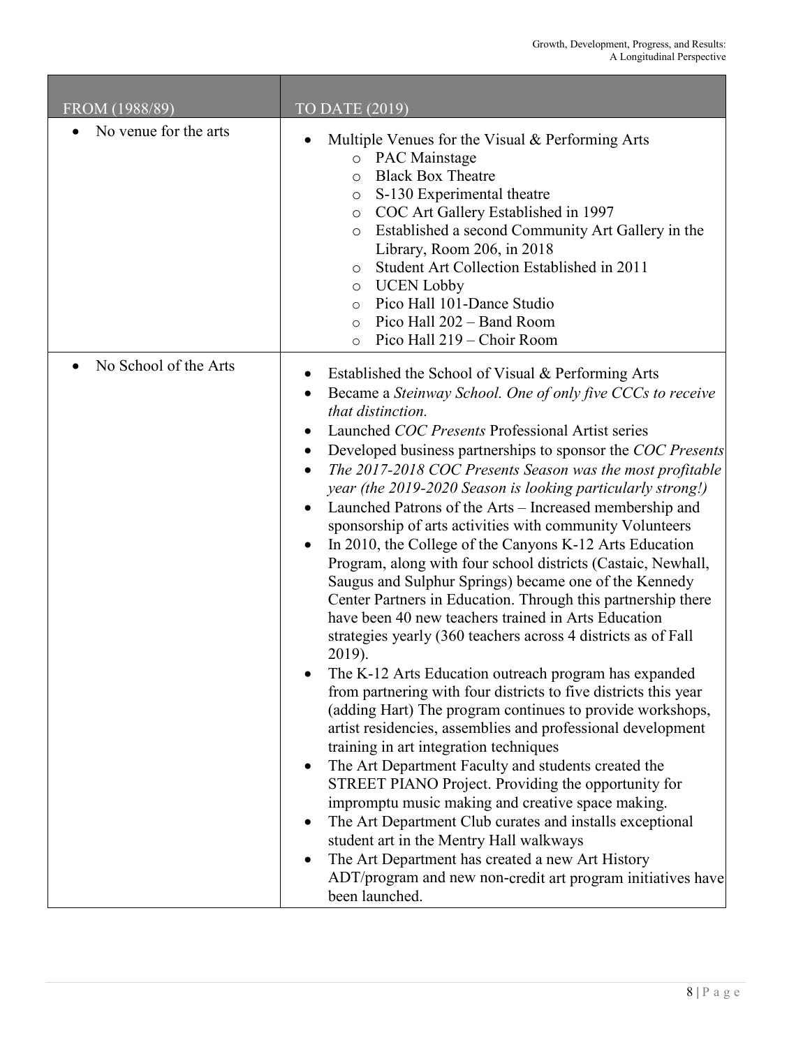| FROM (1988/89) | TO DATE (2019) |
| --- | --- |
| • No venue for the arts | • Multiple Venues for the Visual & Performing Arts<br>  ○ PAC Mainstage<br>  ○ Black Box Theatre<br>  ○ S-130 Experimental theatre<br>  ○ COC Art Gallery Established in 1997<br>  ○ Established a second Community Art Gallery in the Library, Room 206, in 2018<br>  ○ Student Art Collection Established in 2011<br>  ○ UCEN Lobby<br>  ○ Pico Hall 101-Dance Studio<br>  ○ Pico Hall 202 – Band Room<br>  ○ Pico Hall 219 – Choir Room |
| • No School of the Arts | • Established the School of Visual & Performing Arts<br>• Became a *Steinway School. One of only five CCCs to receive that distinction.*<br>• Launched *COC Presents* Professional Artist series<br>• Developed business partnerships to sponsor the *COC Presents*<br>• *The 2017-2018 COC Presents Season was the most profitable year (the 2019-2020 Season is looking particularly strong!)*<br>• Launched Patrons of the Arts – Increased membership and sponsorship of arts activities with community Volunteers<br>• In 2010, the College of the Canyons K-12 Arts Education Program, along with four school districts (Castaic, Newhall, Saugus and Sulphur Springs) became one of the Kennedy Center Partners in Education. Through this partnership there have been 40 new teachers trained in Arts Education strategies yearly (360 teachers across 4 districts as of Fall 2019).<br>• The K-12 Arts Education outreach program has expanded from partnering with four districts to five districts this year (adding Hart) The program continues to provide workshops, artist residencies, assemblies and professional development training in art integration techniques<br>• The Art Department Faculty and students created the STREET PIANO Project. Providing the opportunity for impromptu music making and creative space making.<br>• The Art Department Club curates and installs exceptional student art in the Mentry Hall walkways<br>• The Art Department has created a new Art History ADT/program and new non-credit art program initiatives have been launched. |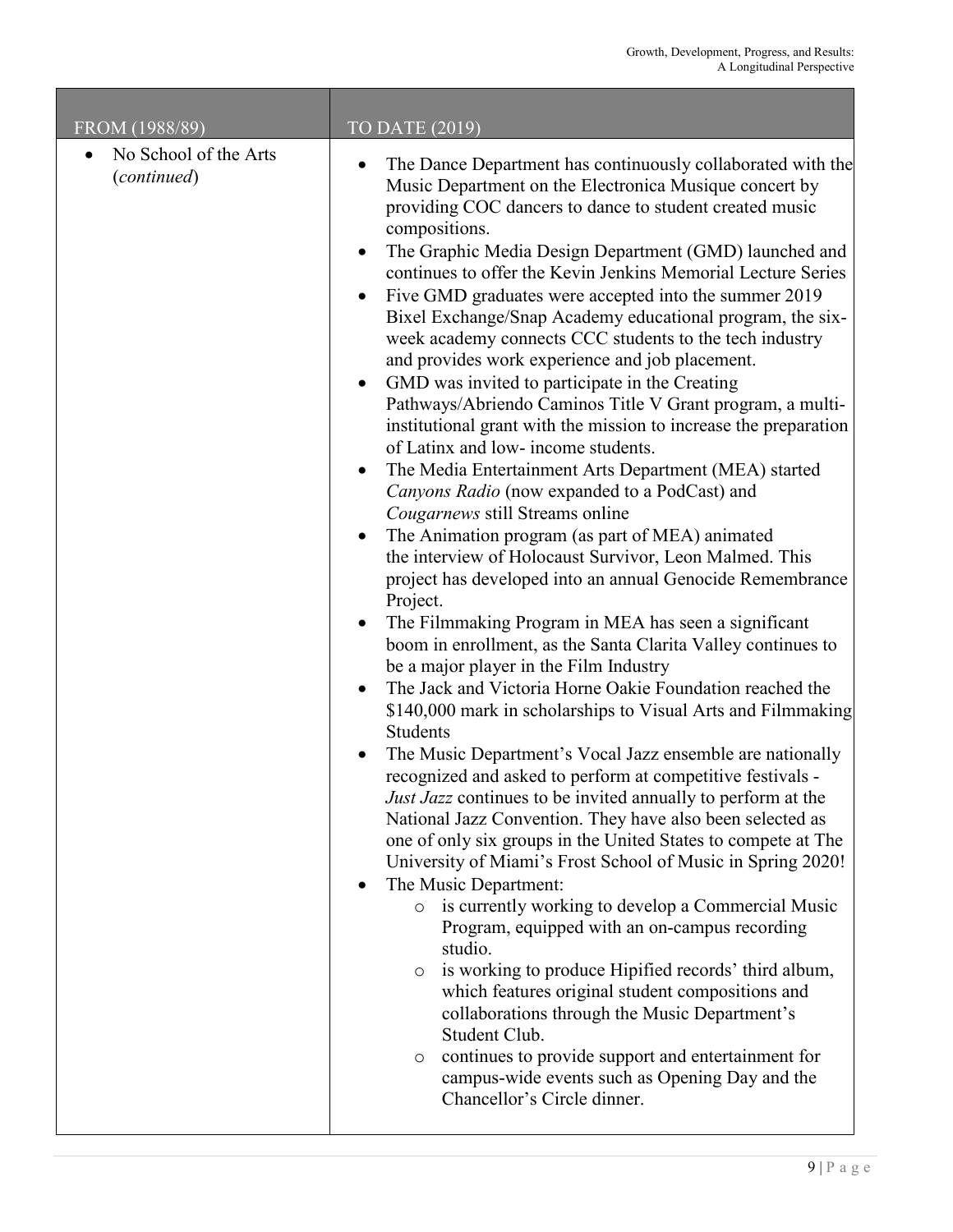| FROM (1988/89) | TO DATE (2019) |
|---|---|
| • No School of the Arts (*continued*) | • The Dance Department has continuously collaborated with the Music Department on the Electronica Musique concert by providing COC dancers to dance to student created music compositions.<br>• The Graphic Media Design Department (GMD) launched and continues to offer the Kevin Jenkins Memorial Lecture Series<br>• Five GMD graduates were accepted into the summer 2019 Bixel Exchange/Snap Academy educational program, the six-week academy connects CCC students to the tech industry and provides work experience and job placement.<br>• GMD was invited to participate in the Creating Pathways/Abriendo Caminos Title V Grant program, a multi-institutional grant with the mission to increase the preparation of Latinx and low- income students.<br>• The Media Entertainment Arts Department (MEA) started *Canyons Radio* (now expanded to a PodCast) and *Cougarnews* still Streams online<br>• The Animation program (as part of MEA) animated the interview of Holocaust Survivor, Leon Malmed. This project has developed into an annual Genocide Remembrance Project.<br>• The Filmmaking Program in MEA has seen a significant boom in enrollment, as the Santa Clarita Valley continues to be a major player in the Film Industry<br>• The Jack and Victoria Horne Oakie Foundation reached the $140,000 mark in scholarships to Visual Arts and Filmmaking Students<br>• The Music Department's Vocal Jazz ensemble are nationally recognized and asked to perform at competitive festivals - *Just Jazz* continues to be invited annually to perform at the National Jazz Convention. They have also been selected as one of only six groups in the United States to compete at The University of Miami's Frost School of Music in Spring 2020!<br>• The Music Department:<br>&nbsp;&nbsp;&nbsp;&nbsp;○ is currently working to develop a Commercial Music Program, equipped with an on-campus recording studio.<br>&nbsp;&nbsp;&nbsp;&nbsp;○ is working to produce Hipified records' third album, which features original student compositions and collaborations through the Music Department's Student Club.<br>&nbsp;&nbsp;&nbsp;&nbsp;○ continues to provide support and entertainment for campus-wide events such as Opening Day and the Chancellor's Circle dinner. |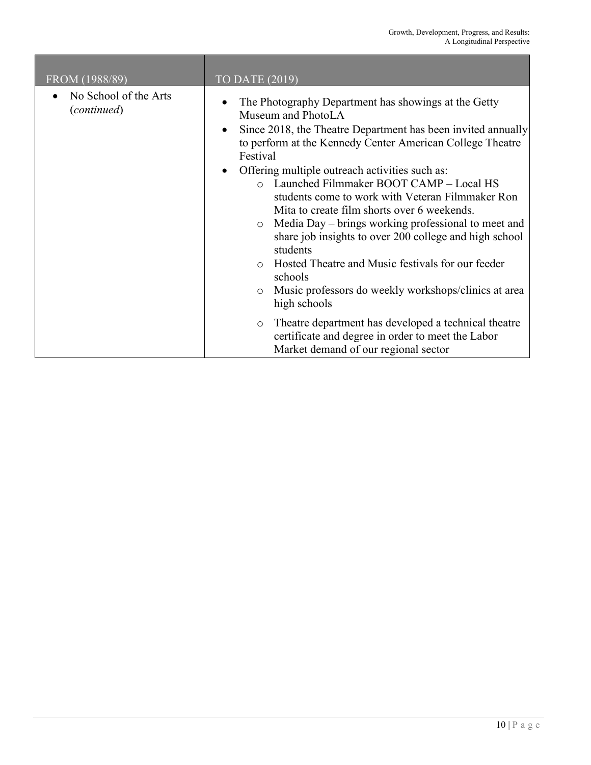| FROM (1988/89) | TO DATE (2019) |
|---|---|
| • No School of the Arts (*continued*) | • The Photography Department has showings at the Getty Museum and PhotoLA<br>• Since 2018, the Theatre Department has been invited annually to perform at the Kennedy Center American College Theatre Festival<br>• Offering multiple outreach activities such as:<br>  ○ Launched Filmmaker BOOT CAMP – Local HS students come to work with Veteran Filmmaker Ron Mita to create film shorts over 6 weekends.<br>  ○ Media Day – brings working professional to meet and share job insights to over 200 college and high school students<br>  ○ Hosted Theatre and Music festivals for our feeder schools<br>  ○ Music professors do weekly workshops/clinics at area high schools<br>  ○ Theatre department has developed a technical theatre certificate and degree in order to meet the Labor Market demand of our regional sector |